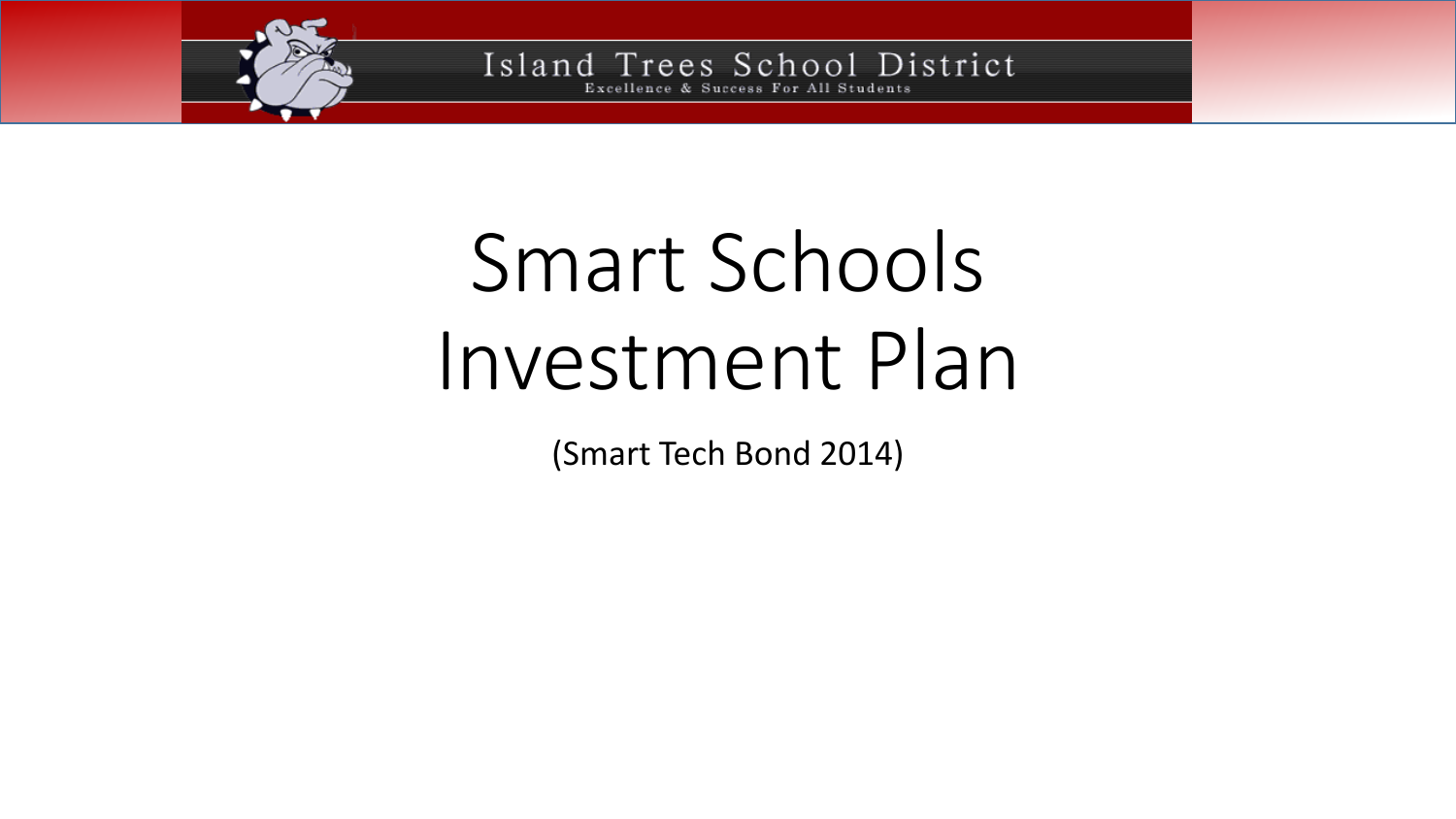Island Trees School District

Excellence & Success For All Students

# Smart Schools Investment Plan

(Smart Tech Bond 2014)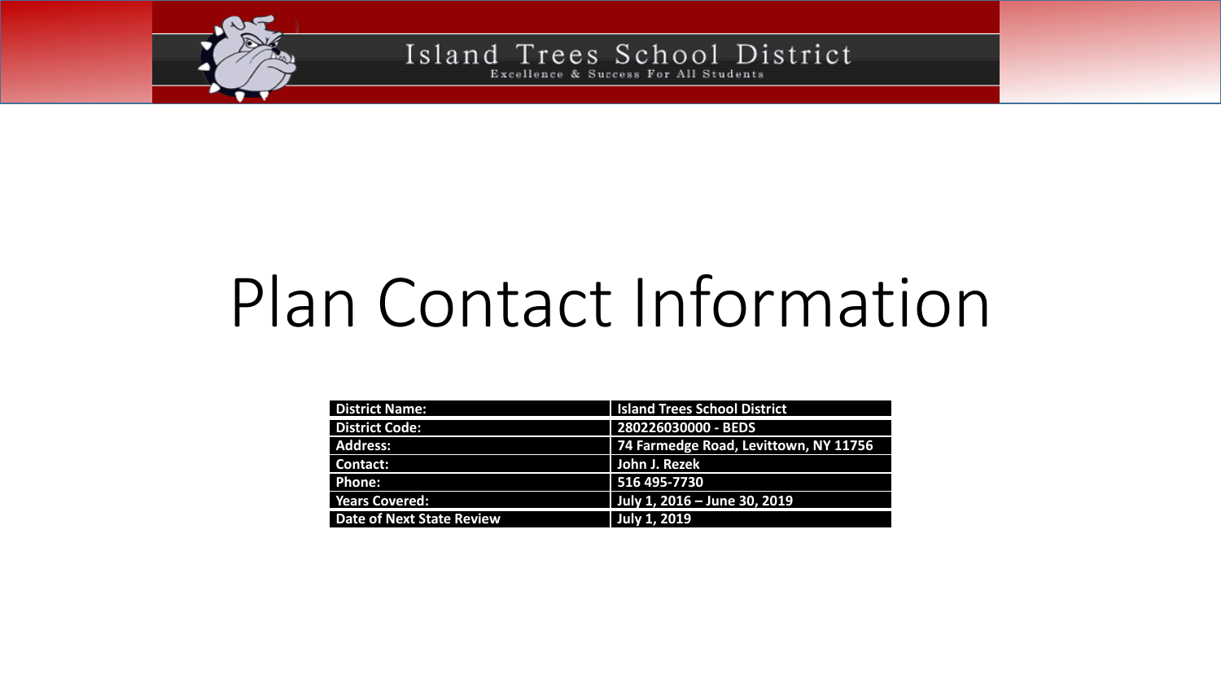# Plan Contact Information

| District Name: | Island Trees School District |
|---|---|
| District Code: | 280226030000 - BEDS |
| Address: | 74 Farmedge Road, Levittown, NY 11756 |
| Contact: | John J. Rezek |
| Phone: | 516 495-7730 |
| Years Covered: | July 1, 2016 – June 30, 2019 |
| Date of Next State Review | July 1, 2019 |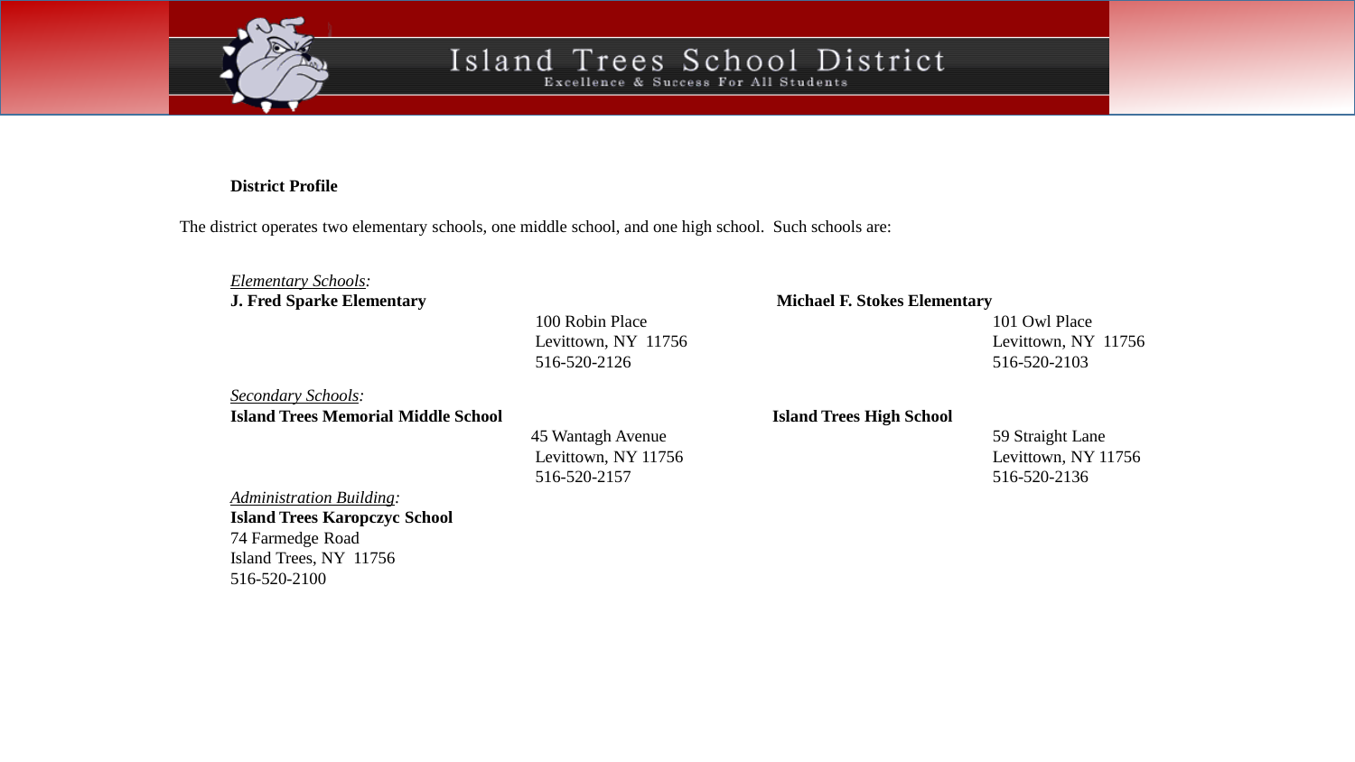**District Profile**

The district operates two elementary schools, one middle school, and one high school. Such schools are:

*Elementary Schools:*

**J. Fred Sparke Elementary**
100 Robin Place
Levittown, NY 11756
516-520-2126

**Michael F. Stokes Elementary**
101 Owl Place
Levittown, NY 11756
516-520-2103

*Secondary Schools:*

**Island Trees Memorial Middle School**
45 Wantagh Avenue
Levittown, NY 11756
516-520-2157

**Island Trees High School**
59 Straight Lane
Levittown, NY 11756
516-520-2136

*Administration Building:*

**Island Trees Karopczyc School**
74 Farmedge Road
Island Trees, NY 11756
516-520-2100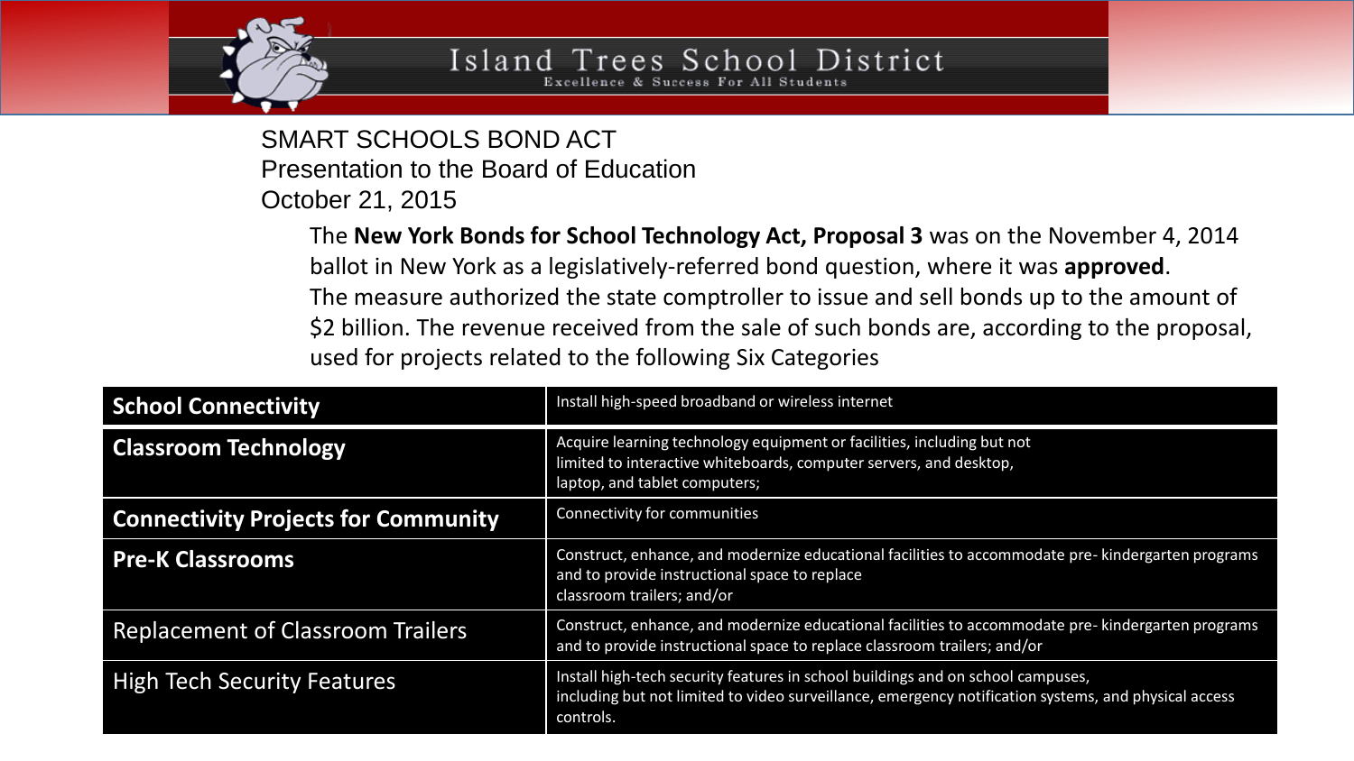SMART SCHOOLS BOND ACT
Presentation to the Board of Education
October 21, 2015

The **New York Bonds for School Technology Act, Proposal 3** was on the November 4, 2014 ballot in New York as a legislatively-referred bond question, where it was **approved**. The measure authorized the state comptroller to issue and sell bonds up to the amount of $2 billion. The revenue received from the sale of such bonds are, according to the proposal, used for projects related to the following Six Categories

| Category | Description |
|---|---|
| **School Connectivity** | Install high-speed broadband or wireless internet |
| **Classroom Technology** | Acquire learning technology equipment or facilities, including but not limited to interactive whiteboards, computer servers, and desktop, laptop, and tablet computers; |
| **Connectivity Projects for Community** | Connectivity for communities |
| **Pre-K Classrooms** | Construct, enhance, and modernize educational facilities to accommodate pre- kindergarten programs and to provide instructional space to replace classroom trailers; and/or |
| Replacement of Classroom Trailers | Construct, enhance, and modernize educational facilities to accommodate pre- kindergarten programs and to provide instructional space to replace classroom trailers; and/or |
| High Tech Security Features | Install high-tech security features in school buildings and on school campuses, including but not limited to video surveillance, emergency notification systems, and physical access controls. |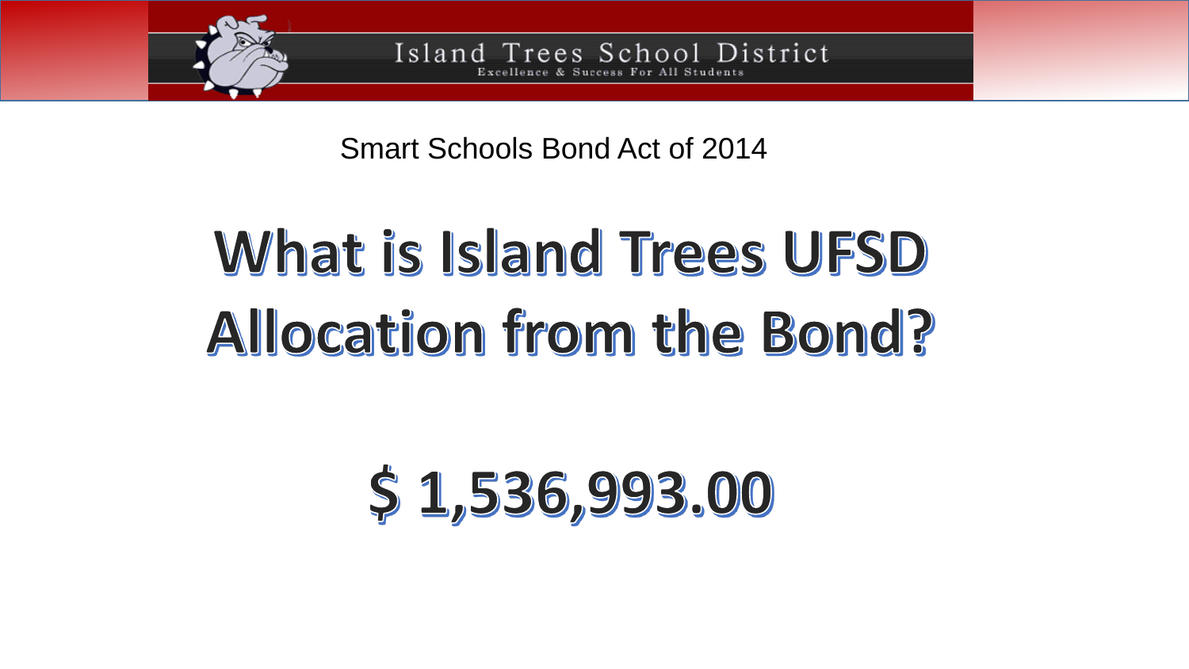Smart Schools Bond Act of 2014

# What is Island Trees UFSD Allocation from the Bond?

# $ 1,536,993.00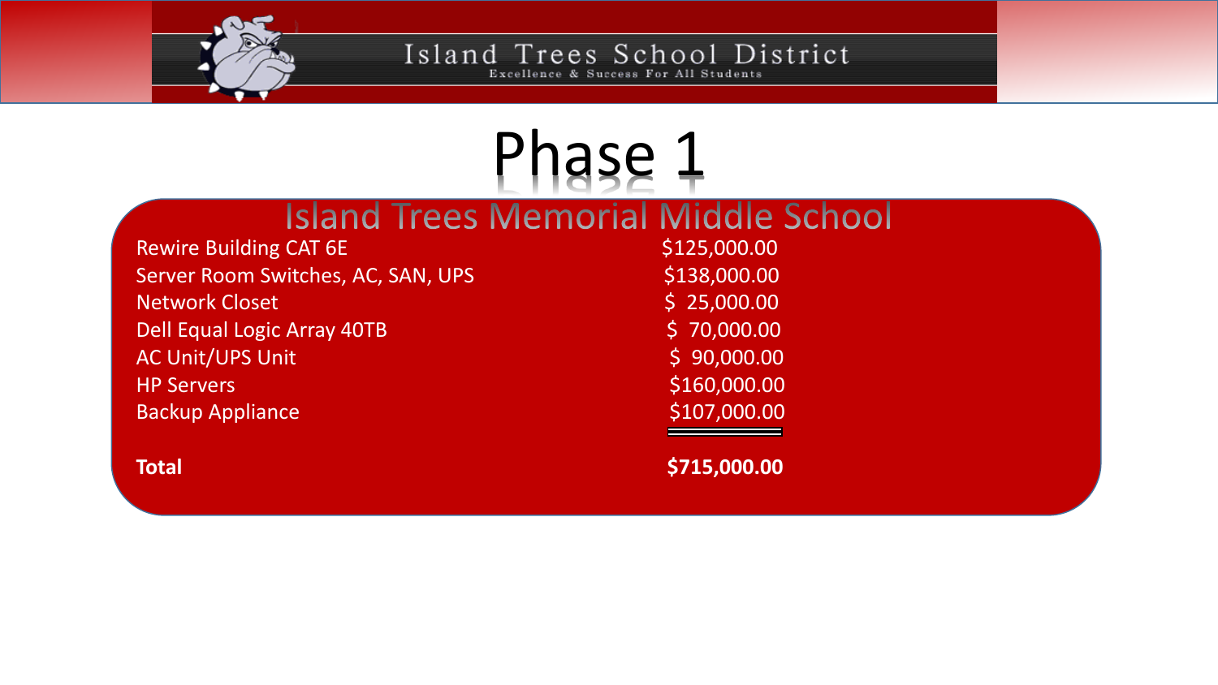# Phase 1

## Island Trees Memorial Middle School

| Item | Cost |
|---|---|
| Rewire Building CAT 6E | $125,000.00 |
| Server Room Switches, AC, SAN, UPS | $138,000.00 |
| Network Closet | $ 25,000.00 |
| Dell Equal Logic Array 40TB | $ 70,000.00 |
| AC Unit/UPS Unit | $ 90,000.00 |
| HP Servers | $160,000.00 |
| Backup Appliance | $107,000.00 |
| **Total** | **$715,000.00** |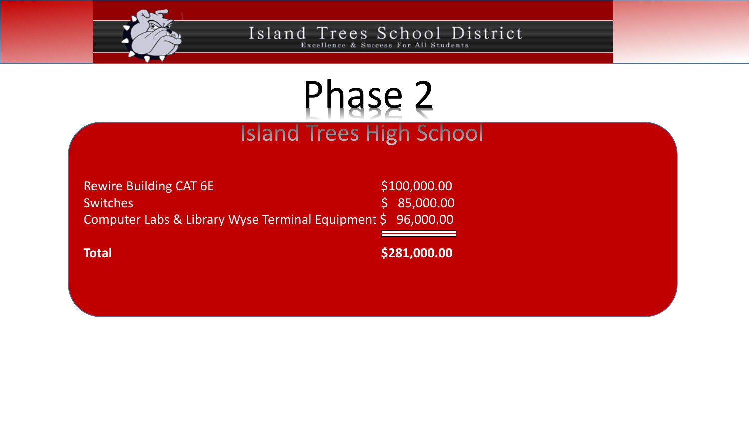# Phase 2

## Island Trees High School

| Item | Cost |
|---|---|
| Rewire Building CAT 6E | $100,000.00 |
| Switches | $ 85,000.00 |
| Computer Labs & Library Wyse Terminal Equipment | $ 96,000.00 |
| **Total** | **$281,000.00** |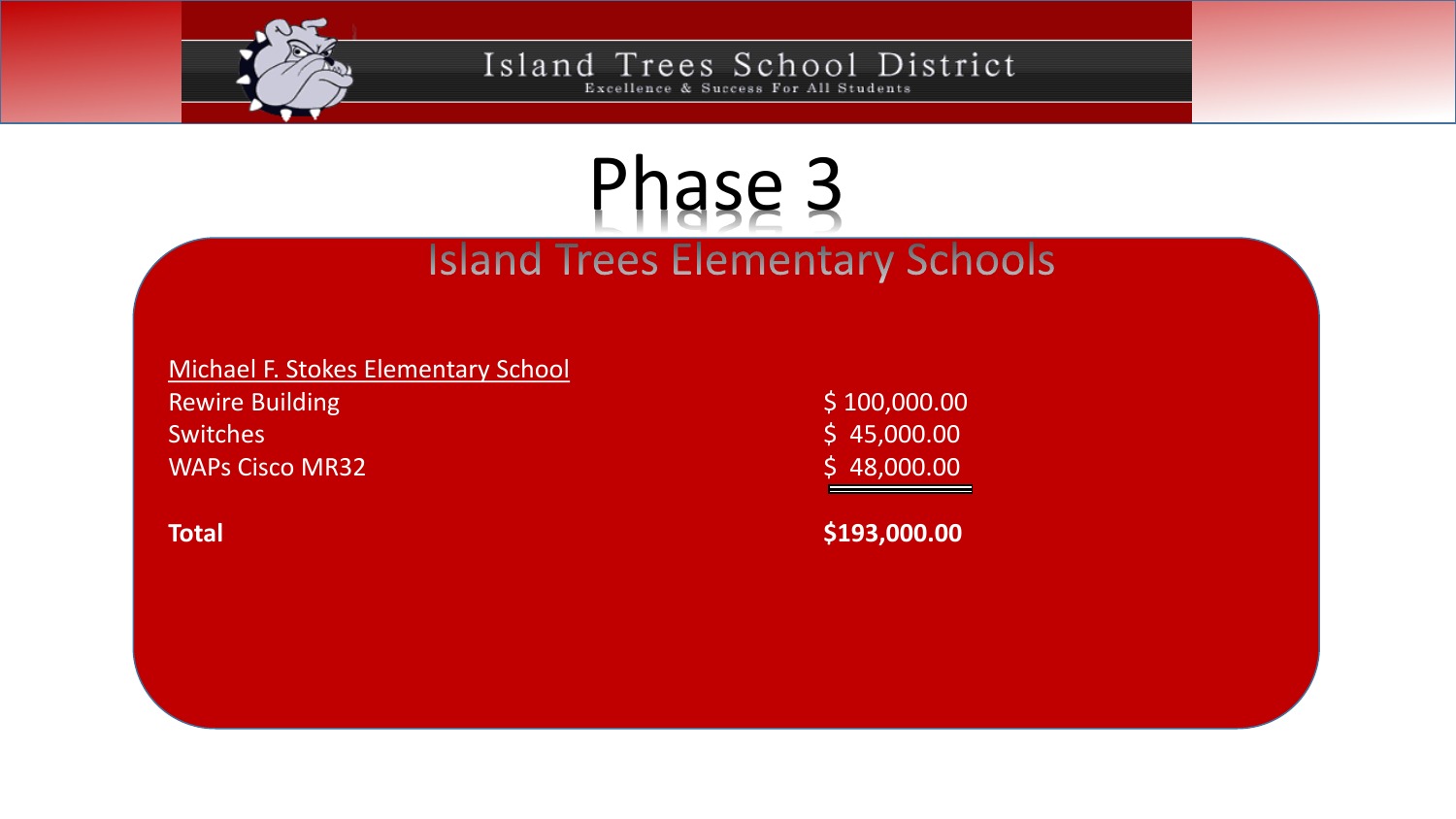# Phase 3

## Island Trees Elementary Schools

<u>Michael F. Stokes Elementary School</u>

| | |
|---|---|
| Rewire Building | $ 100,000.00 |
| Switches | $ 45,000.00 |
| WAPs Cisco MR32 | $ 48,000.00 |
| **Total** | **$193,000.00** |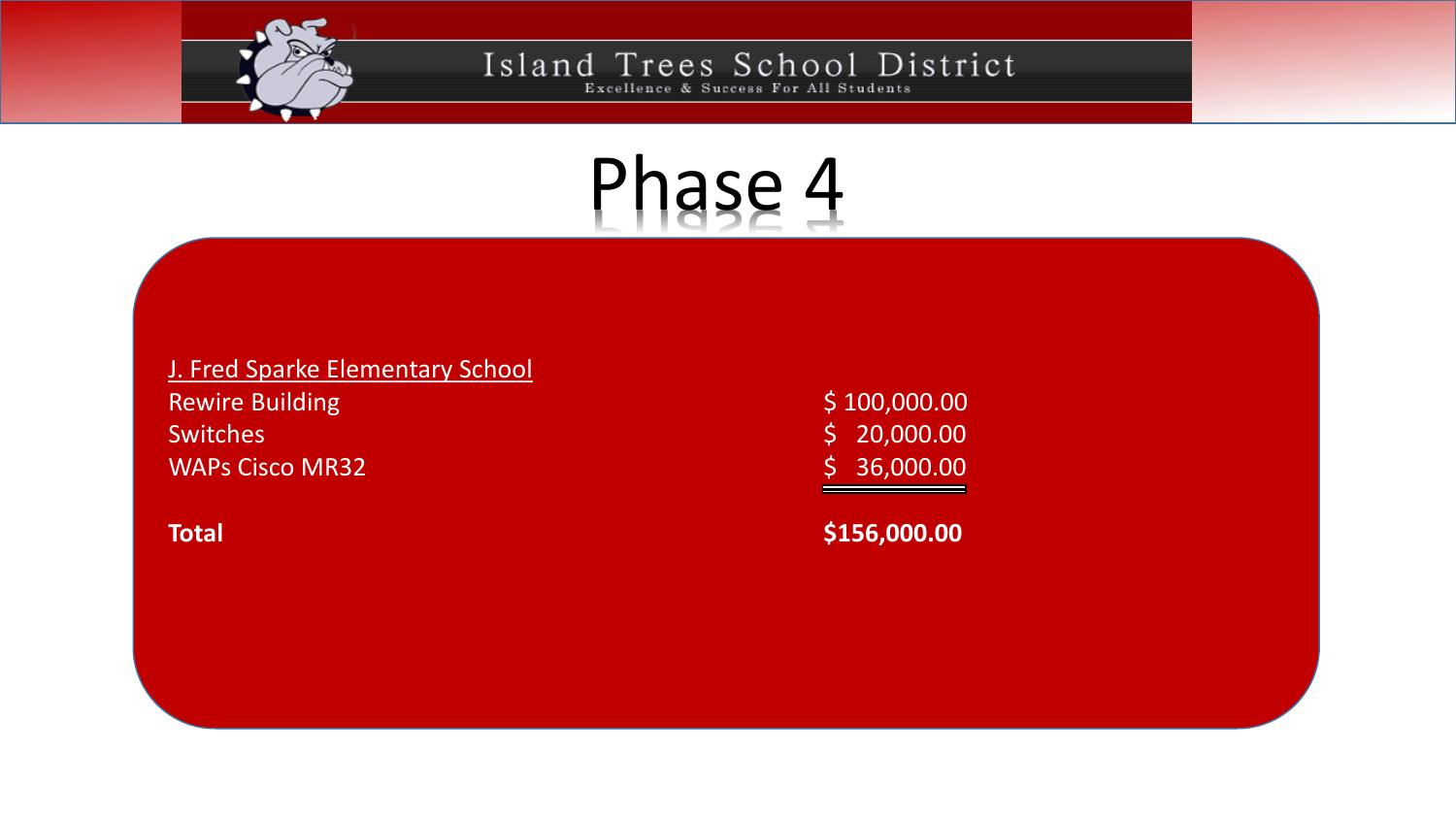# Phase 4

J. Fred Sparke Elementary School

| Item | Cost |
| --- | --- |
| Rewire Building | $ 100,000.00 |
| Switches | $ 20,000.00 |
| WAPs Cisco MR32 | $ 36,000.00 |
| **Total** | **$156,000.00** |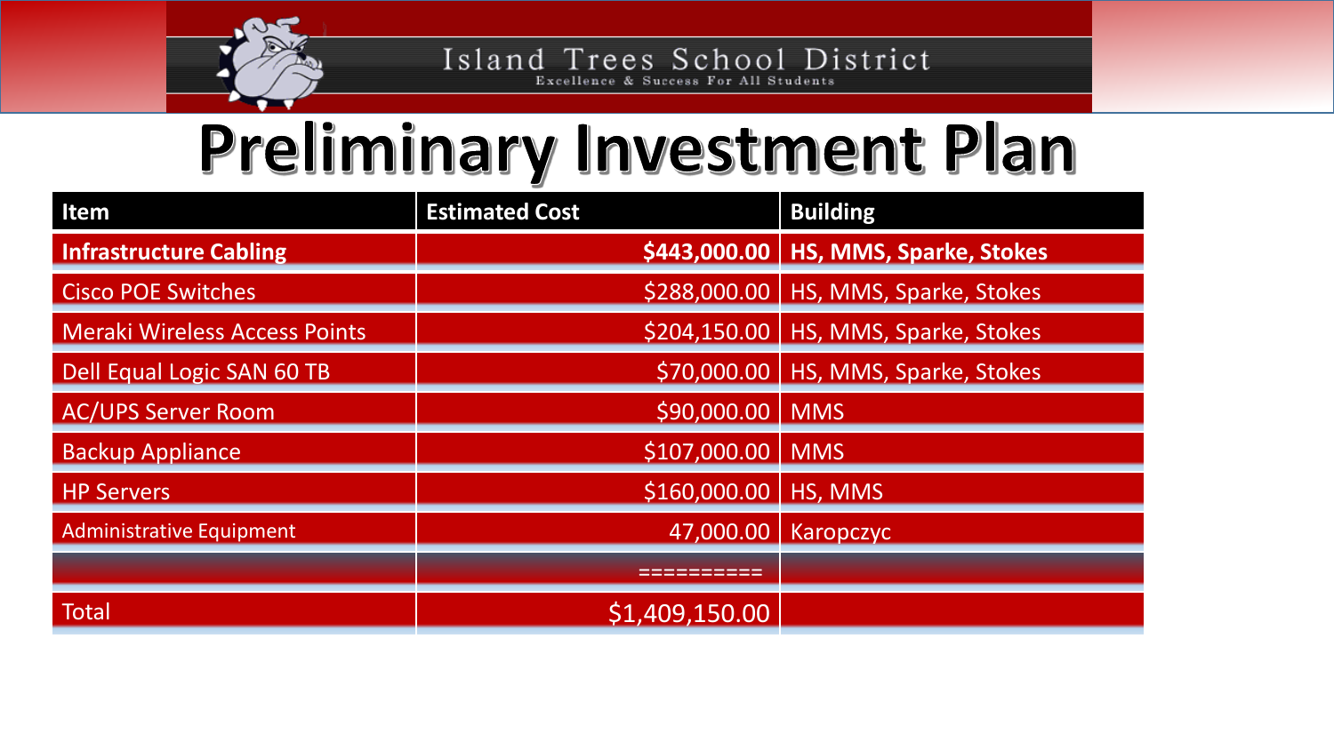Island Trees School District

Excellence & Success For All Students

# Preliminary Investment Plan

| Item | Estimated Cost | Building |
|---|---|---|
| **Infrastructure Cabling** | **$443,000.00** | **HS, MMS, Sparke, Stokes** |
| Cisco POE Switches | $288,000.00 | HS, MMS, Sparke, Stokes |
| Meraki Wireless Access Points | $204,150.00 | HS, MMS, Sparke, Stokes |
| Dell Equal Logic SAN 60 TB | $70,000.00 | HS, MMS, Sparke, Stokes |
| AC/UPS Server Room | $90,000.00 | MMS |
| Backup Appliance | $107,000.00 | MMS |
| HP Servers | $160,000.00 | HS, MMS |
| Administrative Equipment | 47,000.00 | Karopczyc |
| | ========== | |
| Total | $1,409,150.00 | |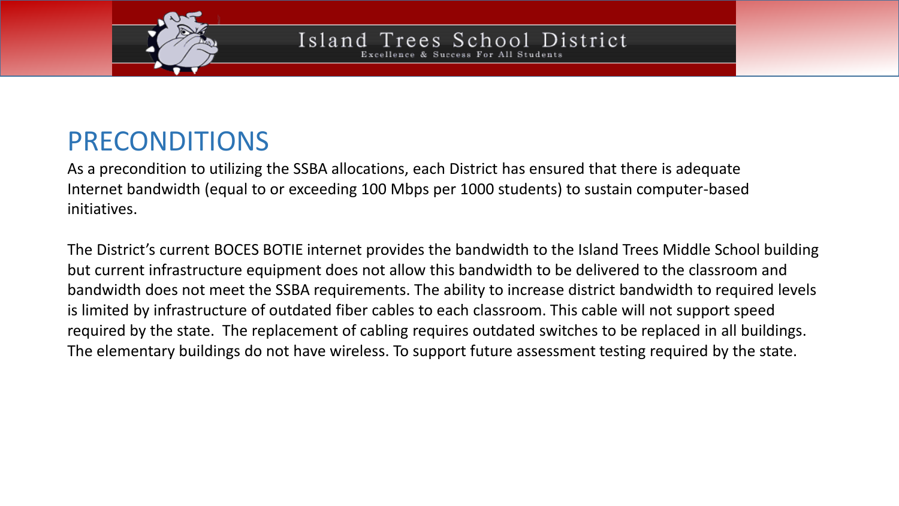## PRECONDITIONS

As a precondition to utilizing the SSBA allocations, each District has ensured that there is adequate Internet bandwidth (equal to or exceeding 100 Mbps per 1000 students) to sustain computer-based initiatives.

The District's current BOCES BOTIE internet provides the bandwidth to the Island Trees Middle School building but current infrastructure equipment does not allow this bandwidth to be delivered to the classroom and bandwidth does not meet the SSBA requirements. The ability to increase district bandwidth to required levels is limited by infrastructure of outdated fiber cables to each classroom. This cable will not support speed required by the state. The replacement of cabling requires outdated switches to be replaced in all buildings. The elementary buildings do not have wireless. To support future assessment testing required by the state.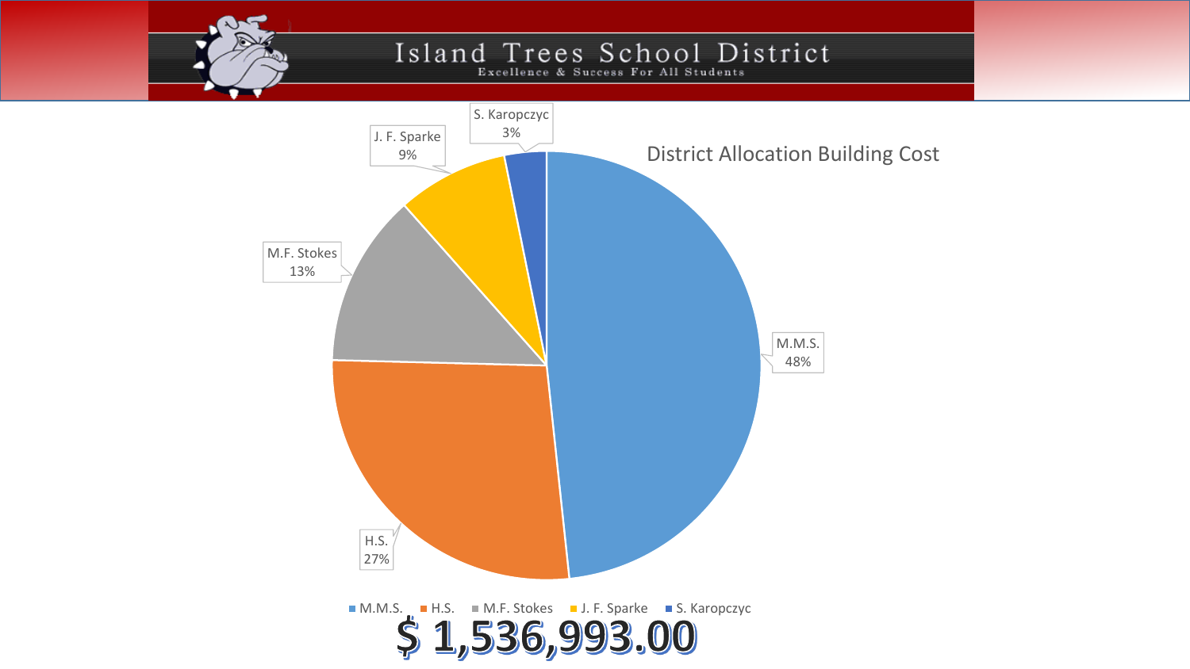Island Trees School District

Excellence & Success For All Students

## District Allocation Building Cost

| Building | Percentage |
| --- | --- |
| M.M.S. | 48% |
| H.S. | 27% |
| M.F. Stokes | 13% |
| J. F. Sparke | 9% |
| S. Karopczyc | 3% |

**$ 1,536,993.00**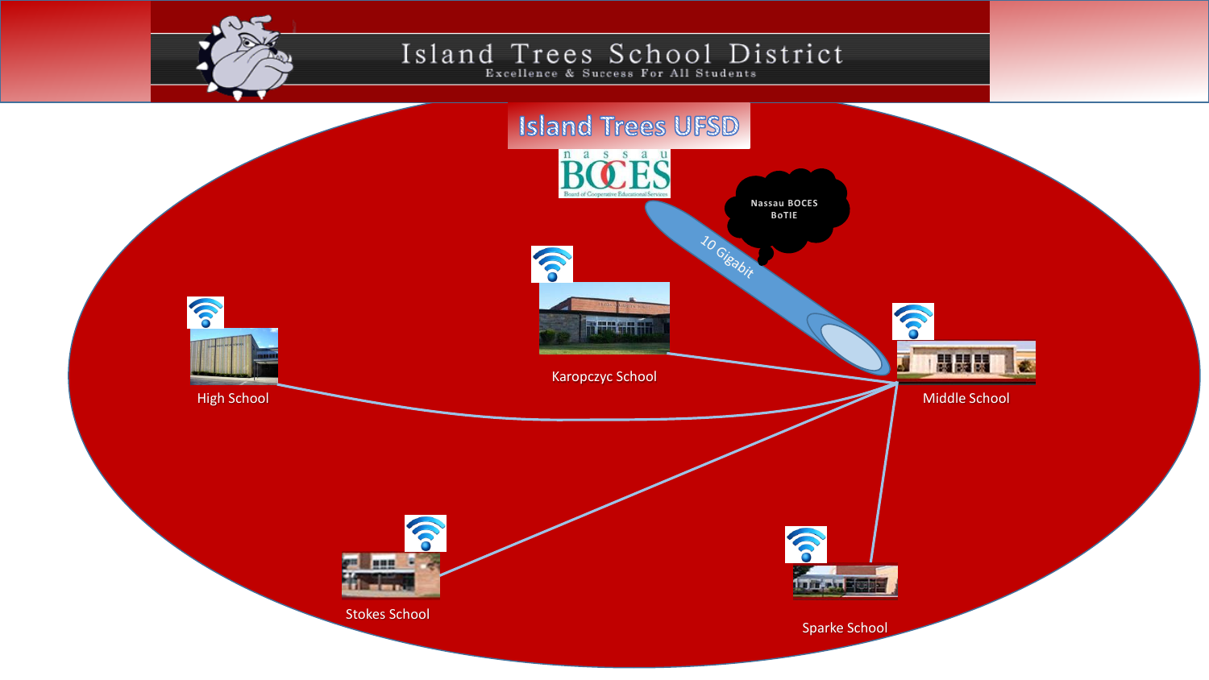# Island Trees School District

Excellence & Success For All Students

## Island Trees UFSD

nassau BOCES Board of Cooperative Educational Services

Nassau BOCES BoTIE

10 Gigabit

High School

Karopczyc School

Middle School

Stokes School

Sparke School